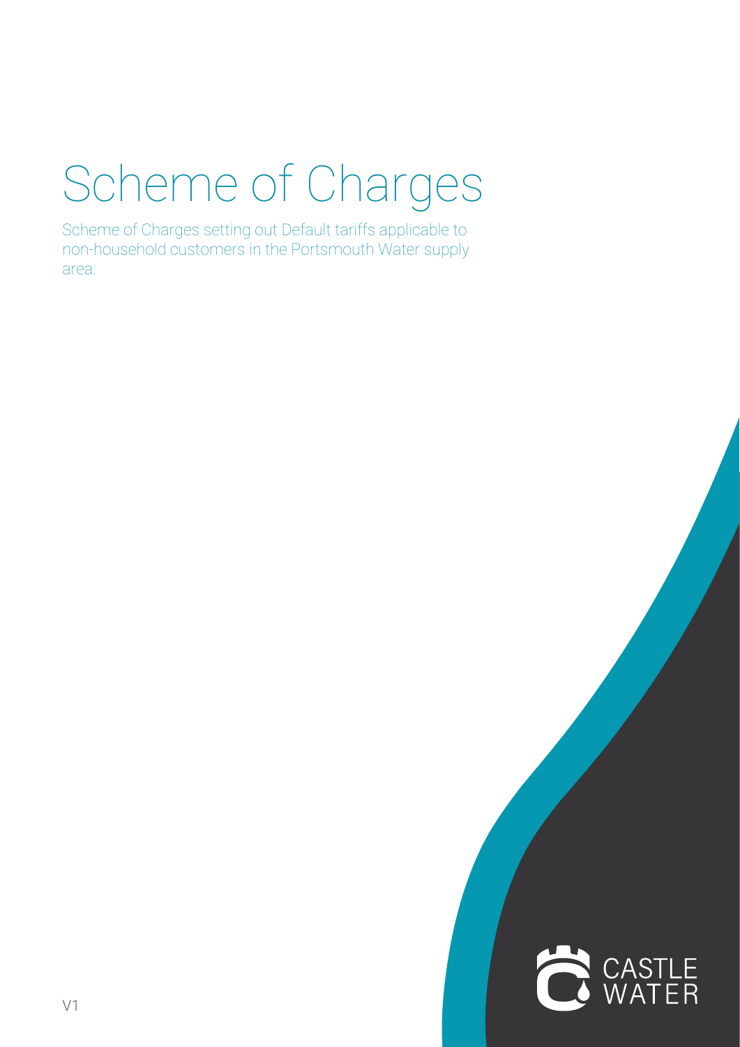# Scheme of Charges

Scheme of Charges setting out Default tariffs applicable to non-household customers in the Portsmouth Water supply area.

CASTLE WATER

V1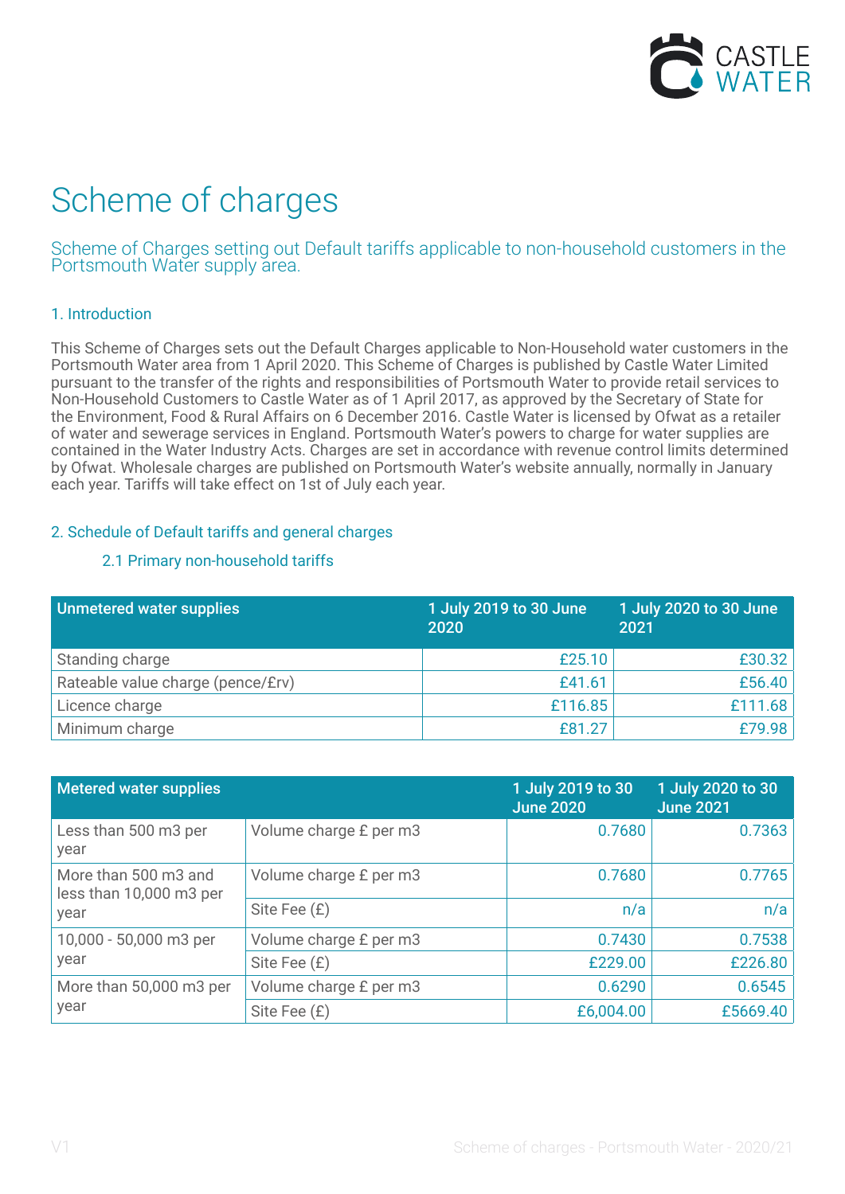# Scheme of charges

Scheme of Charges setting out Default tariffs applicable to non-household customers in the Portsmouth Water supply area.

## 1. Introduction

This Scheme of Charges sets out the Default Charges applicable to Non-Household water customers in the Portsmouth Water area from 1 April 2020. This Scheme of Charges is published by Castle Water Limited pursuant to the transfer of the rights and responsibilities of Portsmouth Water to provide retail services to Non-Household Customers to Castle Water as of 1 April 2017, as approved by the Secretary of State for the Environment, Food & Rural Affairs on 6 December 2016. Castle Water is licensed by Ofwat as a retailer of water and sewerage services in England. Portsmouth Water's powers to charge for water supplies are contained in the Water Industry Acts. Charges are set in accordance with revenue control limits determined by Ofwat. Wholesale charges are published on Portsmouth Water's website annually, normally in January each year. Tariffs will take effect on 1st of July each year.

## 2. Schedule of Default tariffs and general charges

### 2.1 Primary non-household tariffs

| Unmetered water supplies | 1 July 2019 to 30 June 2020 | 1 July 2020 to 30 June 2021 |
|---|---|---|
| Standing charge | £25.10 | £30.32 |
| Rateable value charge (pence/£rv) | £41.61 | £56.40 |
| Licence charge | £116.85 | £111.68 |
| Minimum charge | £81.27 | £79.98 |

| Metered water supplies | | 1 July 2019 to 30 June 2020 | 1 July 2020 to 30 June 2021 |
|---|---|---|---|
| Less than 500 m3 per year | Volume charge £ per m3 | 0.7680 | 0.7363 |
| More than 500 m3 and less than 10,000 m3 per year | Volume charge £ per m3 | 0.7680 | 0.7765 |
| | Site Fee (£) | n/a | n/a |
| 10,000 - 50,000 m3 per year | Volume charge £ per m3 | 0.7430 | 0.7538 |
| | Site Fee (£) | £229.00 | £226.80 |
| More than 50,000 m3 per year | Volume charge £ per m3 | 0.6290 | 0.6545 |
| | Site Fee (£) | £6,004.00 | £5669.40 |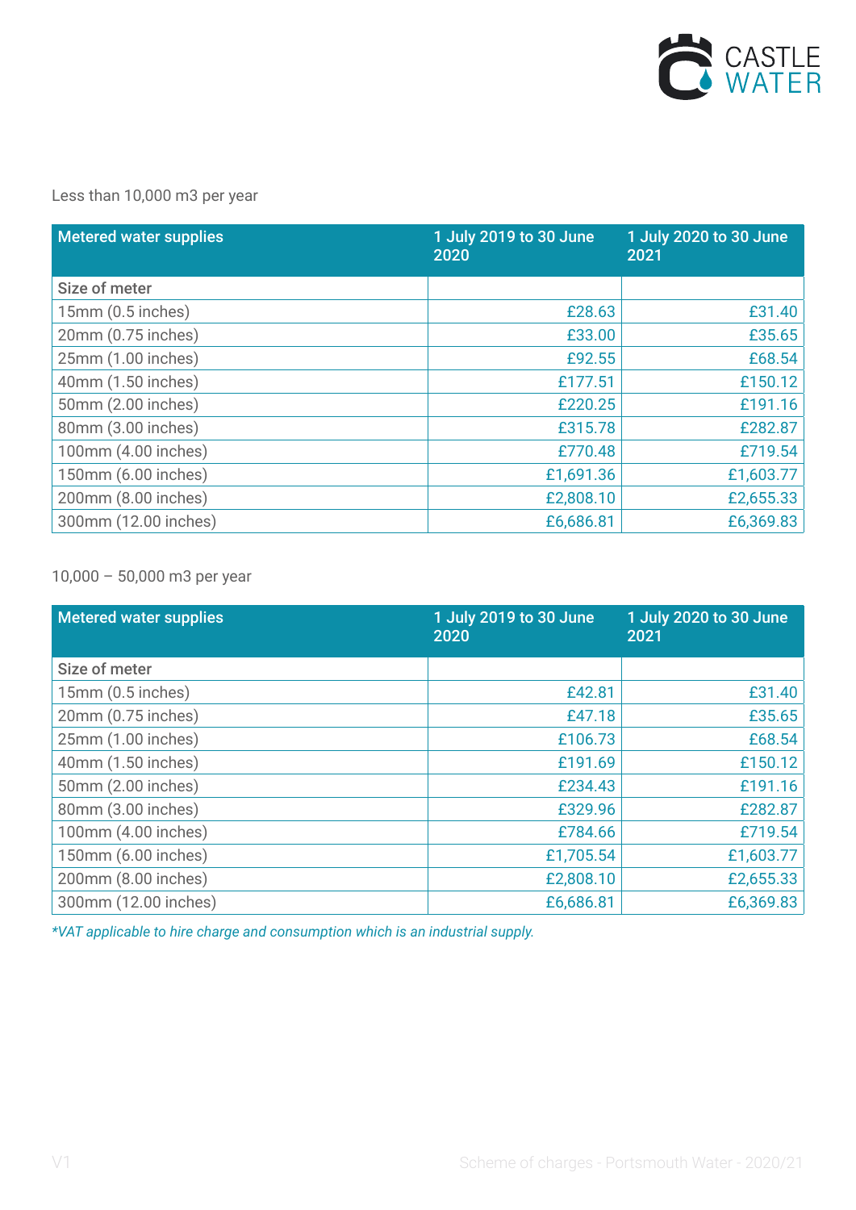Less than 10,000 m3 per year

| Metered water supplies | 1 July 2019 to 30 June 2020 | 1 July 2020 to 30 June 2021 |
|---|---|---|
| Size of meter | | |
| 15mm (0.5 inches) | £28.63 | £31.40 |
| 20mm (0.75 inches) | £33.00 | £35.65 |
| 25mm (1.00 inches) | £92.55 | £68.54 |
| 40mm (1.50 inches) | £177.51 | £150.12 |
| 50mm (2.00 inches) | £220.25 | £191.16 |
| 80mm (3.00 inches) | £315.78 | £282.87 |
| 100mm (4.00 inches) | £770.48 | £719.54 |
| 150mm (6.00 inches) | £1,691.36 | £1,603.77 |
| 200mm (8.00 inches) | £2,808.10 | £2,655.33 |
| 300mm (12.00 inches) | £6,686.81 | £6,369.83 |

10,000 – 50,000 m3 per year

| Metered water supplies | 1 July 2019 to 30 June 2020 | 1 July 2020 to 30 June 2021 |
|---|---|---|
| Size of meter | | |
| 15mm (0.5 inches) | £42.81 | £31.40 |
| 20mm (0.75 inches) | £47.18 | £35.65 |
| 25mm (1.00 inches) | £106.73 | £68.54 |
| 40mm (1.50 inches) | £191.69 | £150.12 |
| 50mm (2.00 inches) | £234.43 | £191.16 |
| 80mm (3.00 inches) | £329.96 | £282.87 |
| 100mm (4.00 inches) | £784.66 | £719.54 |
| 150mm (6.00 inches) | £1,705.54 | £1,603.77 |
| 200mm (8.00 inches) | £2,808.10 | £2,655.33 |
| 300mm (12.00 inches) | £6,686.81 | £6,369.83 |

*\*VAT applicable to hire charge and consumption which is an industrial supply.*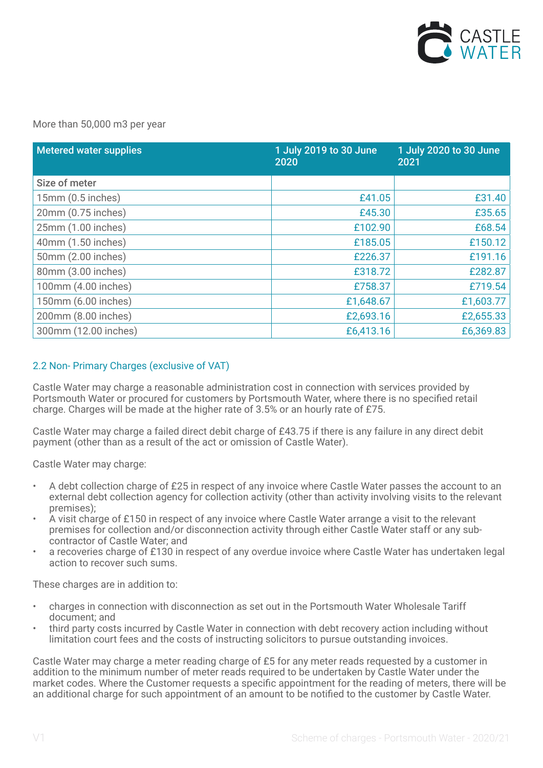More than 50,000 m3 per year

| Metered water supplies | 1 July 2019 to 30 June 2020 | 1 July 2020 to 30 June 2021 |
|---|---|---|
| Size of meter | | |
| 15mm (0.5 inches) | £41.05 | £31.40 |
| 20mm (0.75 inches) | £45.30 | £35.65 |
| 25mm (1.00 inches) | £102.90 | £68.54 |
| 40mm (1.50 inches) | £185.05 | £150.12 |
| 50mm (2.00 inches) | £226.37 | £191.16 |
| 80mm (3.00 inches) | £318.72 | £282.87 |
| 100mm (4.00 inches) | £758.37 | £719.54 |
| 150mm (6.00 inches) | £1,648.67 | £1,603.77 |
| 200mm (8.00 inches) | £2,693.16 | £2,655.33 |
| 300mm (12.00 inches) | £6,413.16 | £6,369.83 |

## 2.2 Non- Primary Charges (exclusive of VAT)

Castle Water may charge a reasonable administration cost in connection with services provided by Portsmouth Water or procured for customers by Portsmouth Water, where there is no specified retail charge. Charges will be made at the higher rate of 3.5% or an hourly rate of £75.

Castle Water may charge a failed direct debit charge of £43.75 if there is any failure in any direct debit payment (other than as a result of the act or omission of Castle Water).

Castle Water may charge:

- A debt collection charge of £25 in respect of any invoice where Castle Water passes the account to an external debt collection agency for collection activity (other than activity involving visits to the relevant premises);
- A visit charge of £150 in respect of any invoice where Castle Water arrange a visit to the relevant premises for collection and/or disconnection activity through either Castle Water staff or any sub-contractor of Castle Water; and
- a recoveries charge of £130 in respect of any overdue invoice where Castle Water has undertaken legal action to recover such sums.

These charges are in addition to:

- charges in connection with disconnection as set out in the Portsmouth Water Wholesale Tariff document; and
- third party costs incurred by Castle Water in connection with debt recovery action including without limitation court fees and the costs of instructing solicitors to pursue outstanding invoices.

Castle Water may charge a meter reading charge of £5 for any meter reads requested by a customer in addition to the minimum number of meter reads required to be undertaken by Castle Water under the market codes. Where the Customer requests a specific appointment for the reading of meters, there will be an additional charge for such appointment of an amount to be notified to the customer by Castle Water.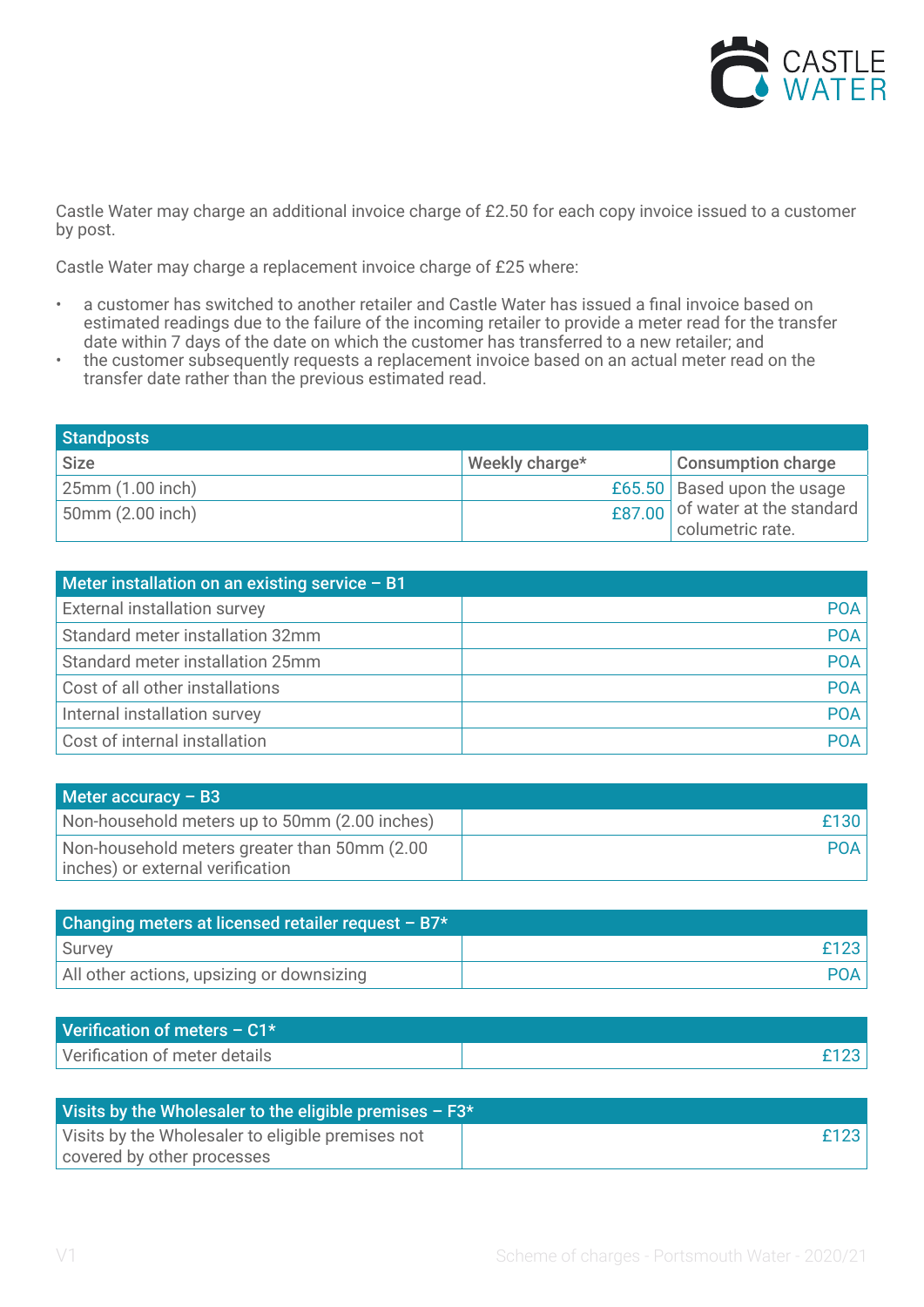Castle Water may charge an additional invoice charge of £2.50 for each copy invoice issued to a customer by post.

Castle Water may charge a replacement invoice charge of £25 where:

- a customer has switched to another retailer and Castle Water has issued a final invoice based on estimated readings due to the failure of the incoming retailer to provide a meter read for the transfer date within 7 days of the date on which the customer has transferred to a new retailer; and
- the customer subsequently requests a replacement invoice based on an actual meter read on the transfer date rather than the previous estimated read.

| Standposts | | |
|---|---|---|
| **Size** | **Weekly charge*** | **Consumption charge** |
| 25mm (1.00 inch) | £65.50 | Based upon the usage of water at the standard columetric rate. |
| 50mm (2.00 inch) | £87.00 | |

| Meter installation on an existing service – B1 | |
|---|---|
| External installation survey | POA |
| Standard meter installation 32mm | POA |
| Standard meter installation 25mm | POA |
| Cost of all other installations | POA |
| Internal installation survey | POA |
| Cost of internal installation | POA |

| Meter accuracy – B3 | |
|---|---|
| Non-household meters up to 50mm (2.00 inches) | £130 |
| Non-household meters greater than 50mm (2.00 inches) or external verification | POA |

| Changing meters at licensed retailer request – B7* | |
|---|---|
| Survey | £123 |
| All other actions, upsizing or downsizing | POA |

| Verification of meters – C1* | |
|---|---|
| Verification of meter details | £123 |

| Visits by the Wholesaler to the eligible premises – F3* | |
|---|---|
| Visits by the Wholesaler to eligible premises not covered by other processes | £123 |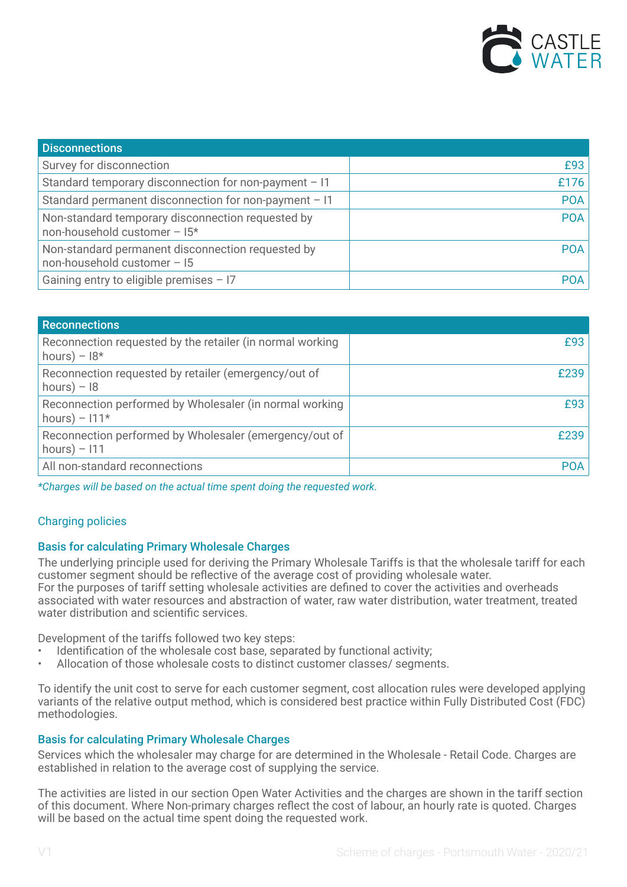| Disconnections | |
|---|---|
| Survey for disconnection | £93 |
| Standard temporary disconnection for non-payment – I1 | £176 |
| Standard permanent disconnection for non-payment – I1 | POA |
| Non-standard temporary disconnection requested by non-household customer – I5* | POA |
| Non-standard permanent disconnection requested by non-household customer – I5 | POA |
| Gaining entry to eligible premises – I7 | POA |

| Reconnections | |
|---|---|
| Reconnection requested by the retailer (in normal working hours) – I8* | £93 |
| Reconnection requested by retailer (emergency/out of hours) – I8 | £239 |
| Reconnection performed by Wholesaler (in normal working hours) – I11* | £93 |
| Reconnection performed by Wholesaler (emergency/out of hours) – I11 | £239 |
| All non-standard reconnections | POA |

*\*Charges will be based on the actual time spent doing the requested work.*

## Charging policies

### Basis for calculating Primary Wholesale Charges

The underlying principle used for deriving the Primary Wholesale Tariffs is that the wholesale tariff for each customer segment should be reflective of the average cost of providing wholesale water.
For the purposes of tariff setting wholesale activities are defined to cover the activities and overheads associated with water resources and abstraction of water, raw water distribution, water treatment, treated water distribution and scientific services.

Development of the tariffs followed two key steps:

- Identification of the wholesale cost base, separated by functional activity;
- Allocation of those wholesale costs to distinct customer classes/ segments.

To identify the unit cost to serve for each customer segment, cost allocation rules were developed applying variants of the relative output method, which is considered best practice within Fully Distributed Cost (FDC) methodologies.

### Basis for calculating Primary Wholesale Charges

Services which the wholesaler may charge for are determined in the Wholesale - Retail Code. Charges are established in relation to the average cost of supplying the service.

The activities are listed in our section Open Water Activities and the charges are shown in the tariff section of this document. Where Non-primary charges reflect the cost of labour, an hourly rate is quoted. Charges will be based on the actual time spent doing the requested work.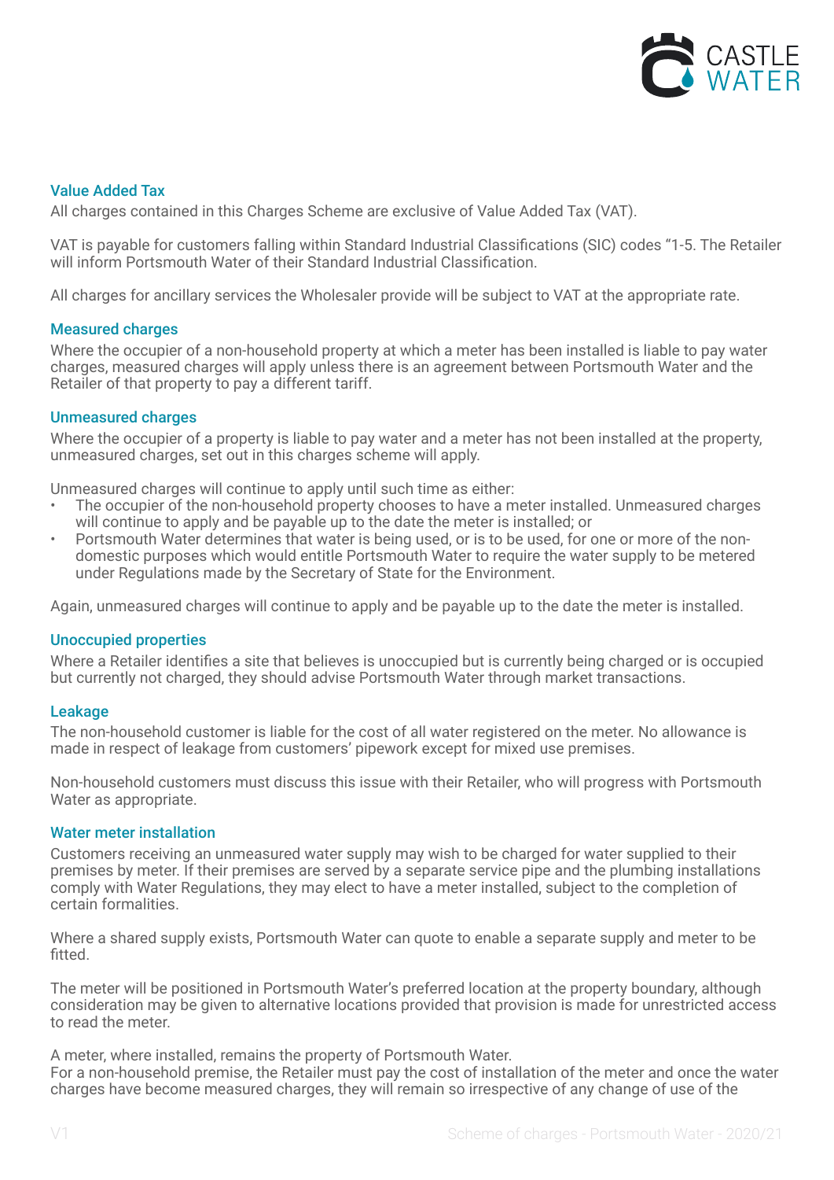## Value Added Tax

All charges contained in this Charges Scheme are exclusive of Value Added Tax (VAT).

VAT is payable for customers falling within Standard Industrial Classifications (SIC) codes "1-5. The Retailer will inform Portsmouth Water of their Standard Industrial Classification.

All charges for ancillary services the Wholesaler provide will be subject to VAT at the appropriate rate.

## Measured charges

Where the occupier of a non-household property at which a meter has been installed is liable to pay water charges, measured charges will apply unless there is an agreement between Portsmouth Water and the Retailer of that property to pay a different tariff.

## Unmeasured charges

Where the occupier of a property is liable to pay water and a meter has not been installed at the property, unmeasured charges, set out in this charges scheme will apply.

Unmeasured charges will continue to apply until such time as either:

- The occupier of the non-household property chooses to have a meter installed. Unmeasured charges will continue to apply and be payable up to the date the meter is installed; or
- Portsmouth Water determines that water is being used, or is to be used, for one or more of the non-domestic purposes which would entitle Portsmouth Water to require the water supply to be metered under Regulations made by the Secretary of State for the Environment.

Again, unmeasured charges will continue to apply and be payable up to the date the meter is installed.

## Unoccupied properties

Where a Retailer identifies a site that believes is unoccupied but is currently being charged or is occupied but currently not charged, they should advise Portsmouth Water through market transactions.

## Leakage

The non-household customer is liable for the cost of all water registered on the meter. No allowance is made in respect of leakage from customers' pipework except for mixed use premises.

Non-household customers must discuss this issue with their Retailer, who will progress with Portsmouth Water as appropriate.

## Water meter installation

Customers receiving an unmeasured water supply may wish to be charged for water supplied to their premises by meter. If their premises are served by a separate service pipe and the plumbing installations comply with Water Regulations, they may elect to have a meter installed, subject to the completion of certain formalities.

Where a shared supply exists, Portsmouth Water can quote to enable a separate supply and meter to be fitted.

The meter will be positioned in Portsmouth Water's preferred location at the property boundary, although consideration may be given to alternative locations provided that provision is made for unrestricted access to read the meter.

A meter, where installed, remains the property of Portsmouth Water.
For a non-household premise, the Retailer must pay the cost of installation of the meter and once the water charges have become measured charges, they will remain so irrespective of any change of use of the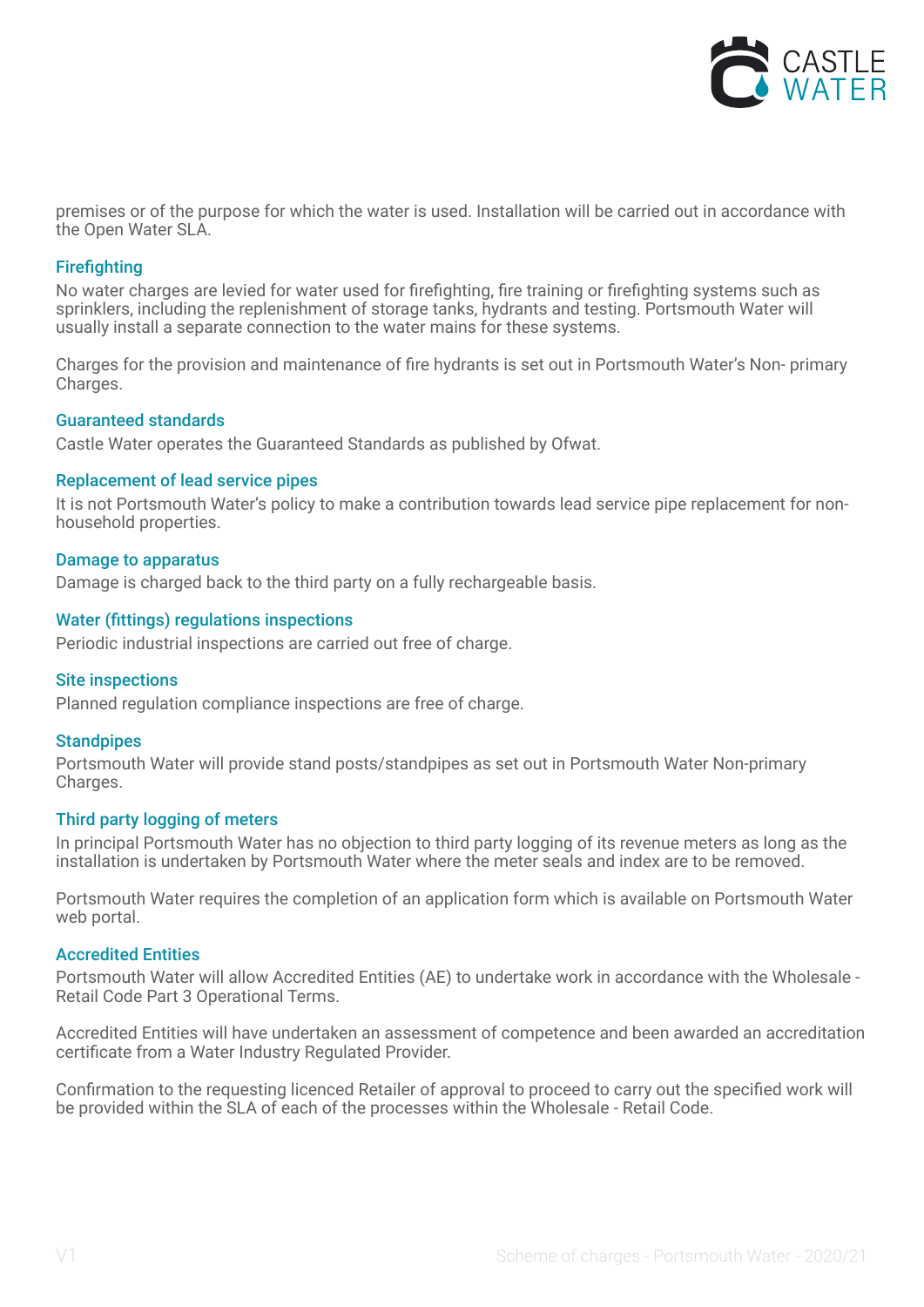premises or of the purpose for which the water is used. Installation will be carried out in accordance with the Open Water SLA.

### Firefighting

No water charges are levied for water used for firefighting, fire training or firefighting systems such as sprinklers, including the replenishment of storage tanks, hydrants and testing. Portsmouth Water will usually install a separate connection to the water mains for these systems.

Charges for the provision and maintenance of fire hydrants is set out in Portsmouth Water's Non- primary Charges.

### Guaranteed standards

Castle Water operates the Guaranteed Standards as published by Ofwat.

### Replacement of lead service pipes

It is not Portsmouth Water's policy to make a contribution towards lead service pipe replacement for non-household properties.

### Damage to apparatus

Damage is charged back to the third party on a fully rechargeable basis.

### Water (fittings) regulations inspections

Periodic industrial inspections are carried out free of charge.

### Site inspections

Planned regulation compliance inspections are free of charge.

### Standpipes

Portsmouth Water will provide stand posts/standpipes as set out in Portsmouth Water Non-primary Charges.

### Third party logging of meters

In principal Portsmouth Water has no objection to third party logging of its revenue meters as long as the installation is undertaken by Portsmouth Water where the meter seals and index are to be removed.

Portsmouth Water requires the completion of an application form which is available on Portsmouth Water web portal.

### Accredited Entities

Portsmouth Water will allow Accredited Entities (AE) to undertake work in accordance with the Wholesale - Retail Code Part 3 Operational Terms.

Accredited Entities will have undertaken an assessment of competence and been awarded an accreditation certificate from a Water Industry Regulated Provider.

Confirmation to the requesting licenced Retailer of approval to proceed to carry out the specified work will be provided within the SLA of each of the processes within the Wholesale - Retail Code.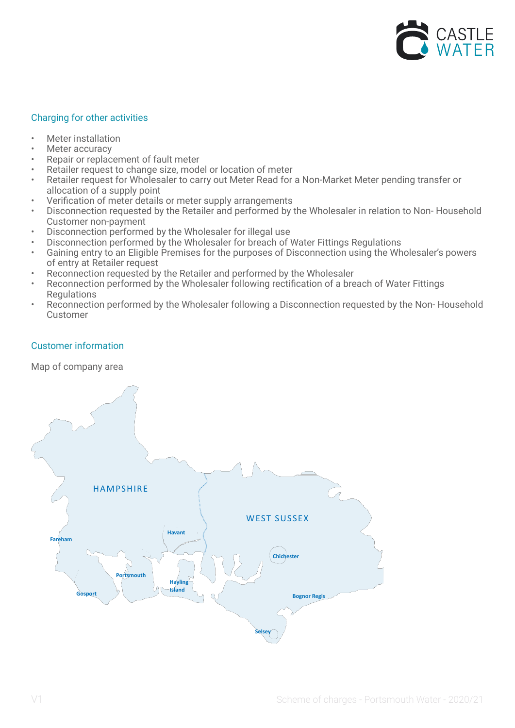## Charging for other activities

- Meter installation
- Meter accuracy
- Repair or replacement of fault meter
- Retailer request to change size, model or location of meter
- Retailer request for Wholesaler to carry out Meter Read for a Non-Market Meter pending transfer or allocation of a supply point
- Verification of meter details or meter supply arrangements
- Disconnection requested by the Retailer and performed by the Wholesaler in relation to Non- Household Customer non-payment
- Disconnection performed by the Wholesaler for illegal use
- Disconnection performed by the Wholesaler for breach of Water Fittings Regulations
- Gaining entry to an Eligible Premises for the purposes of Disconnection using the Wholesaler's powers of entry at Retailer request
- Reconnection requested by the Retailer and performed by the Wholesaler
- Reconnection performed by the Wholesaler following rectification of a breach of Water Fittings Regulations
- Reconnection performed by the Wholesaler following a Disconnection requested by the Non- Household Customer

## Customer information

Map of company area

HAMPSHIRE
WEST SUSSEX
Fareham
Havant
Chichester
Portsmouth
Gosport
Hayling Island
Bognor Regis
Selsey